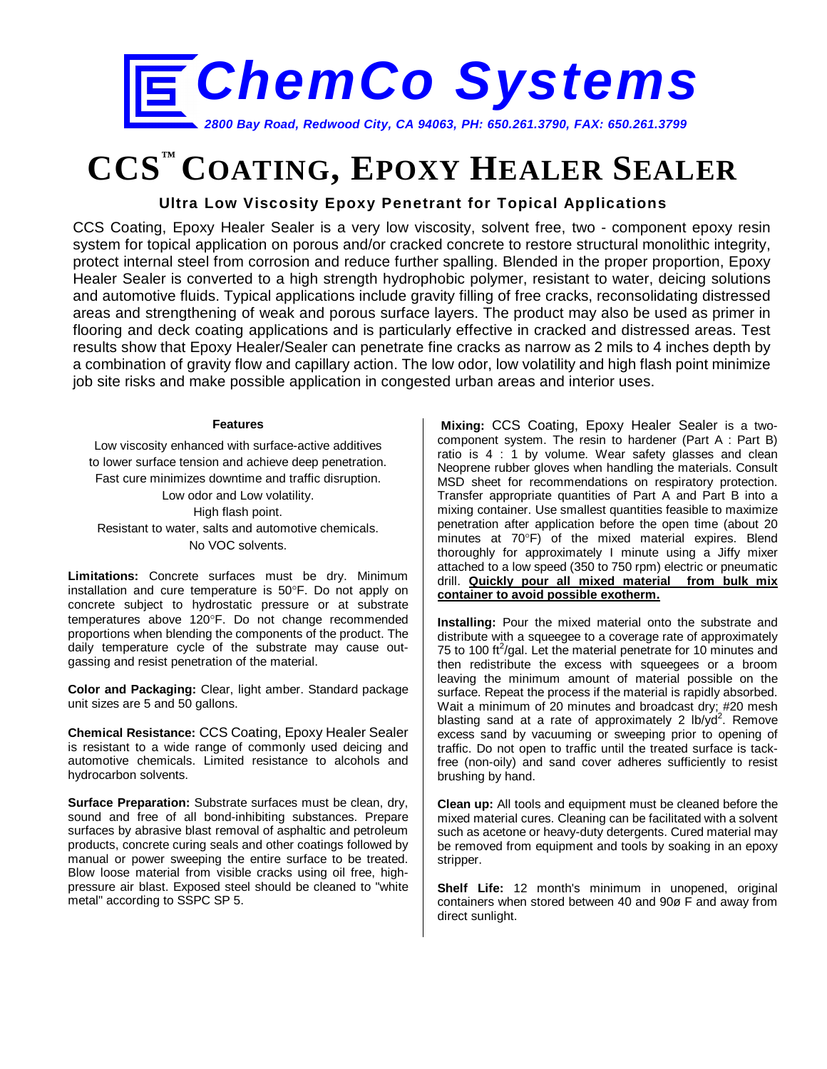# ChemCo Systems

*2800 Bay Road, Redwood City, CA 94063, PH: 650.261.3790, FAX: 650.261.3799*

# CCS™ COATING, EPOXY HEALER SEALER

### Ultra Low Viscosity Epoxy Penetrant for Topical Applications

CCS Coating, Epoxy Healer Sealer is a very low viscosity, solvent free, two - component epoxy resin system for topical application on porous and/or cracked concrete to restore structural monolithic integrity, protect internal steel from corrosion and reduce further spalling. Blended in the proper proportion, Epoxy Healer Sealer is converted to a high strength hydrophobic polymer, resistant to water, deicing solutions and automotive fluids. Typical applications include gravity filling of free cracks, reconsolidating distressed areas and strengthening of weak and porous surface layers. The product may also be used as primer in flooring and deck coating applications and is particularly effective in cracked and distressed areas. Test results show that Epoxy Healer/Sealer can penetrate fine cracks as narrow as 2 mils to 4 inches depth by a combination of gravity flow and capillary action. The low odor, low volatility and high flash point minimize job site risks and make possible application in congested urban areas and interior uses.

**Features**

Low viscosity enhanced with surface-active additives to lower surface tension and achieve deep penetration.
Fast cure minimizes downtime and traffic disruption.
Low odor and Low volatility.
High flash point.
Resistant to water, salts and automotive chemicals.
No VOC solvents.

**Limitations:** Concrete surfaces must be dry. Minimum installation and cure temperature is 50°F. Do not apply on concrete subject to hydrostatic pressure or at substrate temperatures above 120°F. Do not change recommended proportions when blending the components of the product. The daily temperature cycle of the substrate may cause out-gassing and resist penetration of the material.

**Color and Packaging:** Clear, light amber. Standard package unit sizes are 5 and 50 gallons.

**Chemical Resistance:** CCS Coating, Epoxy Healer Sealer is resistant to a wide range of commonly used deicing and automotive chemicals. Limited resistance to alcohols and hydrocarbon solvents.

**Surface Preparation:** Substrate surfaces must be clean, dry, sound and free of all bond-inhibiting substances. Prepare surfaces by abrasive blast removal of asphaltic and petroleum products, concrete curing seals and other coatings followed by manual or power sweeping the entire surface to be treated. Blow loose material from visible cracks using oil free, high-pressure air blast. Exposed steel should be cleaned to "white metal" according to SSPC SP 5.

**Mixing:** CCS Coating, Epoxy Healer Sealer is a two-component system. The resin to hardener (Part A : Part B) ratio is 4 : 1 by volume. Wear safety glasses and clean Neoprene rubber gloves when handling the materials. Consult MSD sheet for recommendations on respiratory protection. Transfer appropriate quantities of Part A and Part B into a mixing container. Use smallest quantities feasible to maximize penetration after application before the open time (about 20 minutes at 70°F) of the mixed material expires. Blend thoroughly for approximately I minute using a Jiffy mixer attached to a low speed (350 to 750 rpm) electric or pneumatic drill. **Quickly pour all mixed material from bulk mix container to avoid possible exotherm.**

**Installing:** Pour the mixed material onto the substrate and distribute with a squeegee to a coverage rate of approximately 75 to 100 ft$^2$/gal. Let the material penetrate for 10 minutes and then redistribute the excess with squeegees or a broom leaving the minimum amount of material possible on the surface. Repeat the process if the material is rapidly absorbed. Wait a minimum of 20 minutes and broadcast dry; #20 mesh blasting sand at a rate of approximately 2 lb/yd$^2$. Remove excess sand by vacuuming or sweeping prior to opening of traffic. Do not open to traffic until the treated surface is tack-free (non-oily) and sand cover adheres sufficiently to resist brushing by hand.

**Clean up:** All tools and equipment must be cleaned before the mixed material cures. Cleaning can be facilitated with a solvent such as acetone or heavy-duty detergents. Cured material may be removed from equipment and tools by soaking in an epoxy stripper.

**Shelf Life:** 12 month's minimum in unopened, original containers when stored between 40 and 90ø F and away from direct sunlight.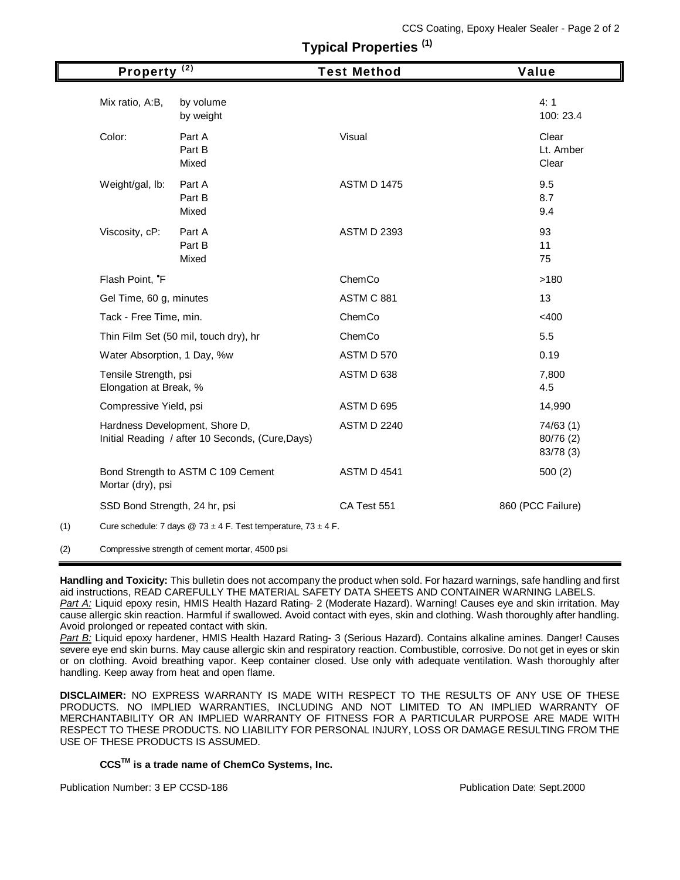## Typical Properties [1]

| Property [2] | | Test Method | Value |
|---|---|---|---|
| Mix ratio, A:B, | by volume<br>by weight | | 4: 1<br>100: 23.4 |
| Color: | Part A<br>Part B<br>Mixed | Visual | Clear<br>Lt. Amber<br>Clear |
| Weight/gal, lb: | Part A<br>Part B<br>Mixed | ASTM D 1475 | 9.5<br>8.7<br>9.4 |
| Viscosity, cP: | Part A<br>Part B<br>Mixed | ASTM D 2393 | 93<br>11<br>75 |
| Flash Point, °F | | ChemCo | >180 |
| Gel Time, 60 g, minutes | | ASTM C 881 | 13 |
| Tack - Free Time, min. | | ChemCo | <400 |
| Thin Film Set (50 mil, touch dry), hr | | ChemCo | 5.5 |
| Water Absorption, 1 Day, %w | | ASTM D 570 | 0.19 |
| Tensile Strength, psi<br>Elongation at Break, % | | ASTM D 638 | 7,800<br>4.5 |
| Compressive Yield, psi | | ASTM D 695 | 14,990 |
| Hardness Development, Shore D,<br>Initial Reading / after 10 Seconds, (Cure,Days) | | ASTM D 2240 | 74/63 (1)<br>80/76 (2)<br>83/78 (3) |
| Bond Strength to ASTM C 109 Cement Mortar (dry), psi | | ASTM D 4541 | 500 (2) |
| SSD Bond Strength, 24 hr, psi | | CA Test 551 | 860 (PCC Failure) |

(1) Cure schedule: 7 days @ 73 ± 4 F. Test temperature, 73 ± 4 F.

(2) Compressive strength of cement mortar, 4500 psi

**Handling and Toxicity:** This bulletin does not accompany the product when sold. For hazard warnings, safe handling and first aid instructions, READ CAREFULLY THE MATERIAL SAFETY DATA SHEETS AND CONTAINER WARNING LABELS.
*Part A:* Liquid epoxy resin, HMIS Health Hazard Rating- 2 (Moderate Hazard). Warning! Causes eye and skin irritation. May cause allergic skin reaction. Harmful if swallowed. Avoid contact with eyes, skin and clothing. Wash thoroughly after handling. Avoid prolonged or repeated contact with skin.
*Part B:* Liquid epoxy hardener, HMIS Health Hazard Rating- 3 (Serious Hazard). Contains alkaline amines. Danger! Causes severe eye end skin burns. May cause allergic skin and respiratory reaction. Combustible, corrosive. Do not get in eyes or skin or on clothing. Avoid breathing vapor. Keep container closed. Use only with adequate ventilation. Wash thoroughly after handling. Keep away from heat and open flame.

**DISCLAIMER:** NO EXPRESS WARRANTY IS MADE WITH RESPECT TO THE RESULTS OF ANY USE OF THESE PRODUCTS. NO IMPLIED WARRANTIES, INCLUDING AND NOT LIMITED TO AN IMPLIED WARRANTY OF MERCHANTABILITY OR AN IMPLIED WARRANTY OF FITNESS FOR A PARTICULAR PURPOSE ARE MADE WITH RESPECT TO THESE PRODUCTS. NO LIABILITY FOR PERSONAL INJURY, LOSS OR DAMAGE RESULTING FROM THE USE OF THESE PRODUCTS IS ASSUMED.

**CCS™ is a trade name of ChemCo Systems, Inc.**

Publication Number: 3 EP CCSD-186 Publication Date: Sept.2000